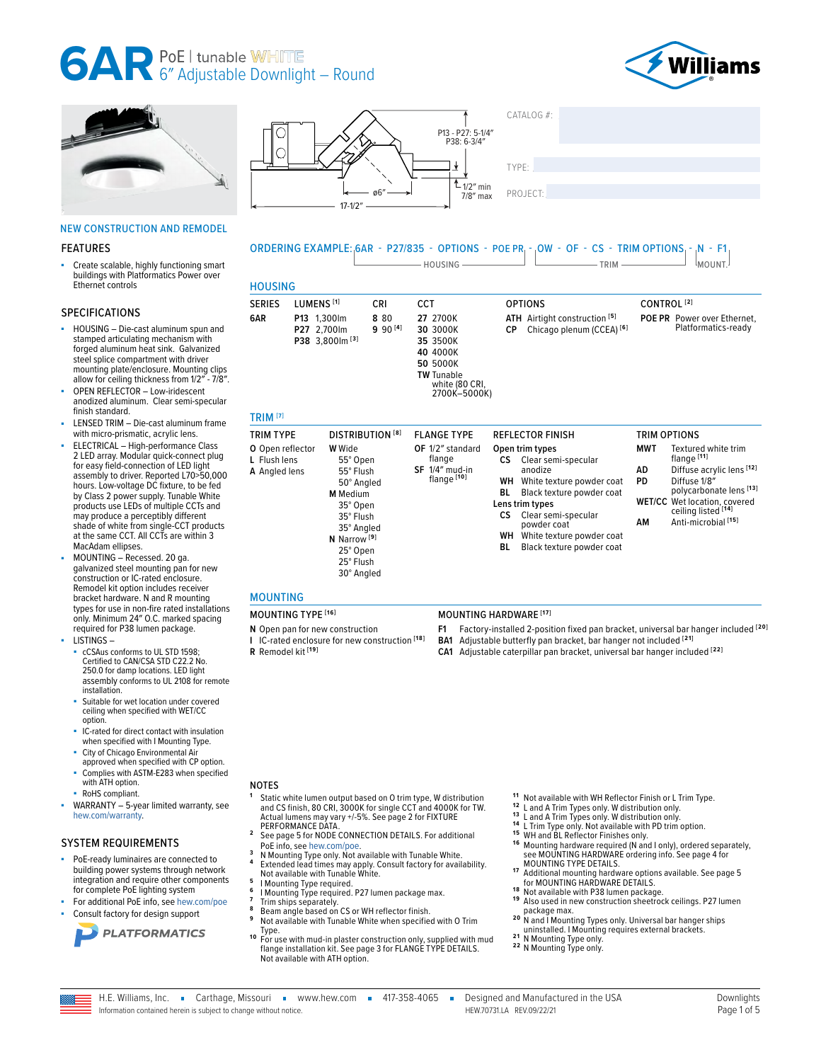# 6AR PoE | tunable WHITE
## 6" Adjustable Downlight – Round

P13 - P27: 5-1/4"
P38: 6-3/4"

1/2" min
7/8" max

ø6"

17-1/2"

CATALOG #:

TYPE:

PROJECT:

NEW CONSTRUCTION AND REMODEL

### FEATURES

- Create scalable, highly functioning smart buildings with Platformatics Power over Ethernet controls

### SPECIFICATIONS

- HOUSING – Die-cast aluminum spun and stamped articulating mechanism with forged aluminum heat sink. Galvanized steel splice compartment with driver mounting plate/enclosure. Mounting clips allow for ceiling thickness from 1/2" - 7/8".
- OPEN REFLECTOR – Low-iridescent anodized aluminum. Clear semi-specular finish standard.
- LENSED TRIM – Die-cast aluminum frame with micro-prismatic, acrylic lens.
- ELECTRICAL – High-performance Class 2 LED array. Modular quick-connect plug for easy field-connection of LED light assembly to driver. Reported L70>50,000 hours. Low-voltage DC fixture, to be fed by Class 2 power supply. Tunable White products use LEDs of multiple CCTs and may produce a perceptibly different shade of white from single-CCT products at the same CCT. All CCTs are within 3 MacAdam ellipses.
- MOUNTING – Recessed. 20 ga. galvanized steel mounting pan for new construction or IC-rated enclosure. Remodel kit option includes receiver bracket hardware. N and R mounting types for use in non-fire rated installations only. Minimum 24" O.C. marked spacing required for P38 lumen package.
- LISTINGS –
  - cCSAus conforms to UL STD 1598; Certified to CAN/CSA STD C22.2 No. 250.0 for damp locations. LED light assembly conforms to UL 2108 for remote installation.
  - Suitable for wet location under covered ceiling when specified with WET/CC option.
  - IC-rated for direct contact with insulation when specified with I Mounting Type.
  - City of Chicago Environmental Air approved when specified with CP option.
  - Complies with ASTM-E283 when specified with ATH option.
  - RoHS compliant.
- WARRANTY – 5-year limited warranty, see hew.com/warranty.

### SYSTEM REQUIREMENTS

- PoE-ready luminaires are connected to building power systems through network integration and require other components for complete PoE lighting system
- For additional PoE info, see hew.com/poe
- Consult factory for design support

PLATFORMATICS

ORDERING EXAMPLE: 6AR - P27/835 - OPTIONS - POE PR - OW - OF - CS - TRIM OPTIONS - N - F1

(HOUSING: 6AR - P27/835 - OPTIONS - POE PR; TRIM: OW - OF - CS - TRIM OPTIONS; MOUNT.: N - F1)

### HOUSING

| SERIES | LUMENS [1] | CRI | CCT | OPTIONS | CONTROL [2] |
|---|---|---|---|---|---|
| **6AR** | **P13** 1,300lm | **8** 80 | **27** 2700K | **ATH** Airtight construction [5] | **POE PR** Power over Ethernet, Platformatics-ready |
| | **P27** 2,700lm | **9** 90 [4] | **30** 3000K | **CP** Chicago plenum (CCEA) [6] | |
| | **P38** 3,800lm [3] | | **35** 3500K | | |
| | | | **40** 4000K | | |
| | | | **50** 5000K | | |
| | | | **TW** Tunable white (80 CRI, 2700K–5000K) | | |

### TRIM [7]

| TRIM TYPE | DISTRIBUTION [8] | FLANGE TYPE | REFLECTOR FINISH | TRIM OPTIONS |
|---|---|---|---|---|
| **O** Open reflector | **W** Wide | **OF** 1/2" standard flange | Open trim types | **MWT** Textured white trim flange [11] |
| **L** Flush lens | 55° Open | **SF** 1/4" mud-in flange [10] | **CS** Clear semi-specular anodize | **AD** Diffuse acrylic lens [12] |
| **A** Angled lens | 55° Flush | | **WH** White texture powder coat | **PD** Diffuse 1/8" polycarbonate lens [13] |
| | 50° Angled | | **BL** Black texture powder coat | **WET/CC** Wet location, covered ceiling listed [14] |
| | **M** Medium | | Lens trim types | **AM** Anti-microbial [15] |
| | 35° Open | | **CS** Clear semi-specular powder coat | |
| | 35° Flush | | **WH** White texture powder coat | |
| | 35° Angled | | **BL** Black texture powder coat | |
| | **N** Narrow [9] | | | |
| | 25° Open | | | |
| | 25° Flush | | | |
| | 30° Angled | | | |

### MOUNTING

| MOUNTING TYPE [16] | MOUNTING HARDWARE [17] |
|---|---|
| **N** Open pan for new construction | **F1** Factory-installed 2-position fixed pan bracket, universal bar hanger included [20] |
| **I** IC-rated enclosure for new construction [18] | **BA1** Adjustable butterfly pan bracket, bar hanger not included [21] |
| **R** Remodel kit [19] | **CA1** Adjustable caterpillar pan bracket, universal bar hanger included [22] |

### NOTES

1. Static white lumen output based on O trim type, W distribution and CS finish, 80 CRI, 3000K for single CCT and 4000K for TW. Actual lumens may vary +/-5%. See page 2 for FIXTURE PERFORMANCE DATA.
2. See page 5 for NODE CONNECTION DETAILS. For additional PoE info, see hew.com/poe.
3. N Mounting Type only. Not available with Tunable White.
4. Extended lead times may apply. Consult factory for availability. Not available with Tunable White.
5. I Mounting Type required.
6. I Mounting Type required. P27 lumen package max.
7. Trim ships separately.
8. Beam angle based on CS or WH reflector finish.
9. Not available with Tunable White when specified with O Trim Type.
10. For use with mud-in plaster construction only, supplied with mud flange installation kit. See page 3 for FLANGE TYPE DETAILS. Not available with ATH option.
11. Not available with WH Reflector Finish or L Trim Type.
12. L and A Trim Types only. W distribution only.
13. L and A Trim Types only. W distribution only.
14. L Trim Type only. Not available with PD trim option.
15. WH and BL Reflector Finishes only.
16. Mounting hardware required (N and I only), ordered separately, see MOUNTING HARDWARE ordering info. See page 4 for MOUNTING TYPE DETAILS.
17. Additional mounting hardware options available. See page 5 for MOUNTING HARDWARE DETAILS.
18. Not available with P38 lumen package.
19. Also used in new construction sheetrock ceilings. P27 lumen package max.
20. N and I Mounting Types only. Universal bar hanger ships uninstalled. I Mounting requires external brackets.
21. N Mounting Type only.
22. N Mounting Type only.

H.E. Williams, Inc. ▪ Carthage, Missouri ▪ www.hew.com ▪ 417-358-4065 ▪ Designed and Manufactured in the USA
Information contained herein is subject to change without notice. HEW.70731.LA REV.09/22/21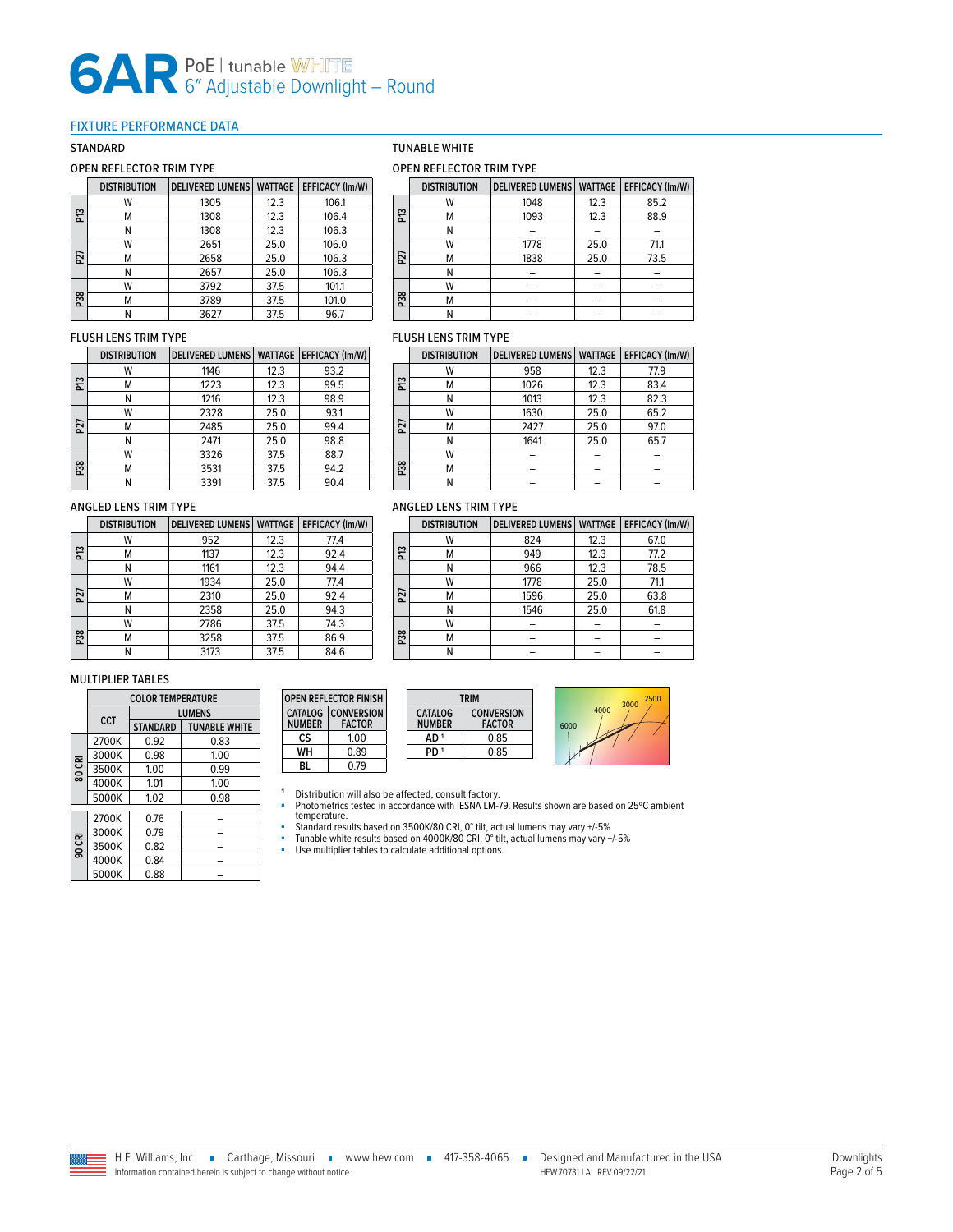# 6AR PoE | tunable WHITE 6" Adjustable Downlight – Round

## FIXTURE PERFORMANCE DATA

### STANDARD

#### OPEN REFLECTOR TRIM TYPE

| | DISTRIBUTION | DELIVERED LUMENS | WATTAGE | EFFICACY (lm/W) |
|---|---|---|---|---|
| P13 | W | 1305 | 12.3 | 106.1 |
| | M | 1308 | 12.3 | 106.4 |
| | N | 1308 | 12.3 | 106.3 |
| P27 | W | 2651 | 25.0 | 106.0 |
| | M | 2658 | 25.0 | 106.3 |
| | N | 2657 | 25.0 | 106.3 |
| P38 | W | 3792 | 37.5 | 101.1 |
| | M | 3789 | 37.5 | 101.0 |
| | N | 3627 | 37.5 | 96.7 |

#### FLUSH LENS TRIM TYPE

| | DISTRIBUTION | DELIVERED LUMENS | WATTAGE | EFFICACY (lm/W) |
|---|---|---|---|---|
| P13 | W | 1146 | 12.3 | 93.2 |
| | M | 1223 | 12.3 | 99.5 |
| | N | 1216 | 12.3 | 98.9 |
| P27 | W | 2328 | 25.0 | 93.1 |
| | M | 2485 | 25.0 | 99.4 |
| | N | 2471 | 25.0 | 98.8 |
| P38 | W | 3326 | 37.5 | 88.7 |
| | M | 3531 | 37.5 | 94.2 |
| | N | 3391 | 37.5 | 90.4 |

#### ANGLED LENS TRIM TYPE

| | DISTRIBUTION | DELIVERED LUMENS | WATTAGE | EFFICACY (lm/W) |
|---|---|---|---|---|
| P13 | W | 952 | 12.3 | 77.4 |
| | M | 1137 | 12.3 | 92.4 |
| | N | 1161 | 12.3 | 94.4 |
| P27 | W | 1934 | 25.0 | 77.4 |
| | M | 2310 | 25.0 | 92.4 |
| | N | 2358 | 25.0 | 94.3 |
| P38 | W | 2786 | 37.5 | 74.3 |
| | M | 3258 | 37.5 | 86.9 |
| | N | 3173 | 37.5 | 84.6 |

### TUNABLE WHITE

#### OPEN REFLECTOR TRIM TYPE

| | DISTRIBUTION | DELIVERED LUMENS | WATTAGE | EFFICACY (lm/W) |
|---|---|---|---|---|
| P13 | W | 1048 | 12.3 | 85.2 |
| | M | 1093 | 12.3 | 88.9 |
| | N | – | – | – |
| P27 | W | 1778 | 25.0 | 71.1 |
| | M | 1838 | 25.0 | 73.5 |
| | N | – | – | – |
| P38 | W | – | – | – |
| | M | – | – | – |
| | N | – | – | – |

#### FLUSH LENS TRIM TYPE

| | DISTRIBUTION | DELIVERED LUMENS | WATTAGE | EFFICACY (lm/W) |
|---|---|---|---|---|
| P13 | W | 958 | 12.3 | 77.9 |
| | M | 1026 | 12.3 | 83.4 |
| | N | 1013 | 12.3 | 82.3 |
| P27 | W | 1630 | 25.0 | 65.2 |
| | M | 2427 | 25.0 | 97.0 |
| | N | 1641 | 25.0 | 65.7 |
| P38 | W | – | – | – |
| | M | – | – | – |
| | N | – | – | – |

#### ANGLED LENS TRIM TYPE

| | DISTRIBUTION | DELIVERED LUMENS | WATTAGE | EFFICACY (lm/W) |
|---|---|---|---|---|
| P13 | W | 824 | 12.3 | 67.0 |
| | M | 949 | 12.3 | 77.2 |
| | N | 966 | 12.3 | 78.5 |
| P27 | W | 1778 | 25.0 | 71.1 |
| | M | 1596 | 25.0 | 63.8 |
| | N | 1546 | 25.0 | 61.8 |
| P38 | W | – | – | – |
| | M | – | – | – |
| | N | – | – | – |

### MULTIPLIER TABLES

| | COLOR TEMPERATURE | | |
|---|---|---|---|
| | CCT | LUMENS | |
| | | STANDARD | TUNABLE WHITE |
| 80 CRI | 2700K | 0.92 | 0.83 |
| | 3000K | 0.98 | 1.00 |
| | 3500K | 1.00 | 0.99 |
| | 4000K | 1.01 | 1.00 |
| | 5000K | 1.02 | 0.98 |
| 90 CRI | 2700K | 0.76 | – |
| | 3000K | 0.79 | – |
| | 3500K | 0.82 | – |
| | 4000K | 0.84 | – |
| | 5000K | 0.88 | – |

| OPEN REFLECTOR FINISH | |
|---|---|
| CATALOG NUMBER | CONVERSION FACTOR |
| CS | 1.00 |
| WH | 0.89 |
| BL | 0.79 |

| TRIM | |
|---|---|
| CATALOG NUMBER | CONVERSION FACTOR |
| AD [1] | 0.85 |
| PD [1] | 0.85 |

6000 4000 3000 2500

[1] Distribution will also be affected, consult factory.

- Photometrics tested in accordance with IESNA LM-79. Results shown are based on 25°C ambient temperature.
- Standard results based on 3500K/80 CRI, 0° tilt, actual lumens may vary +/-5%
- Tunable white results based on 4000K/80 CRI, 0° tilt, actual lumens may vary +/-5%
- Use multiplier tables to calculate additional options.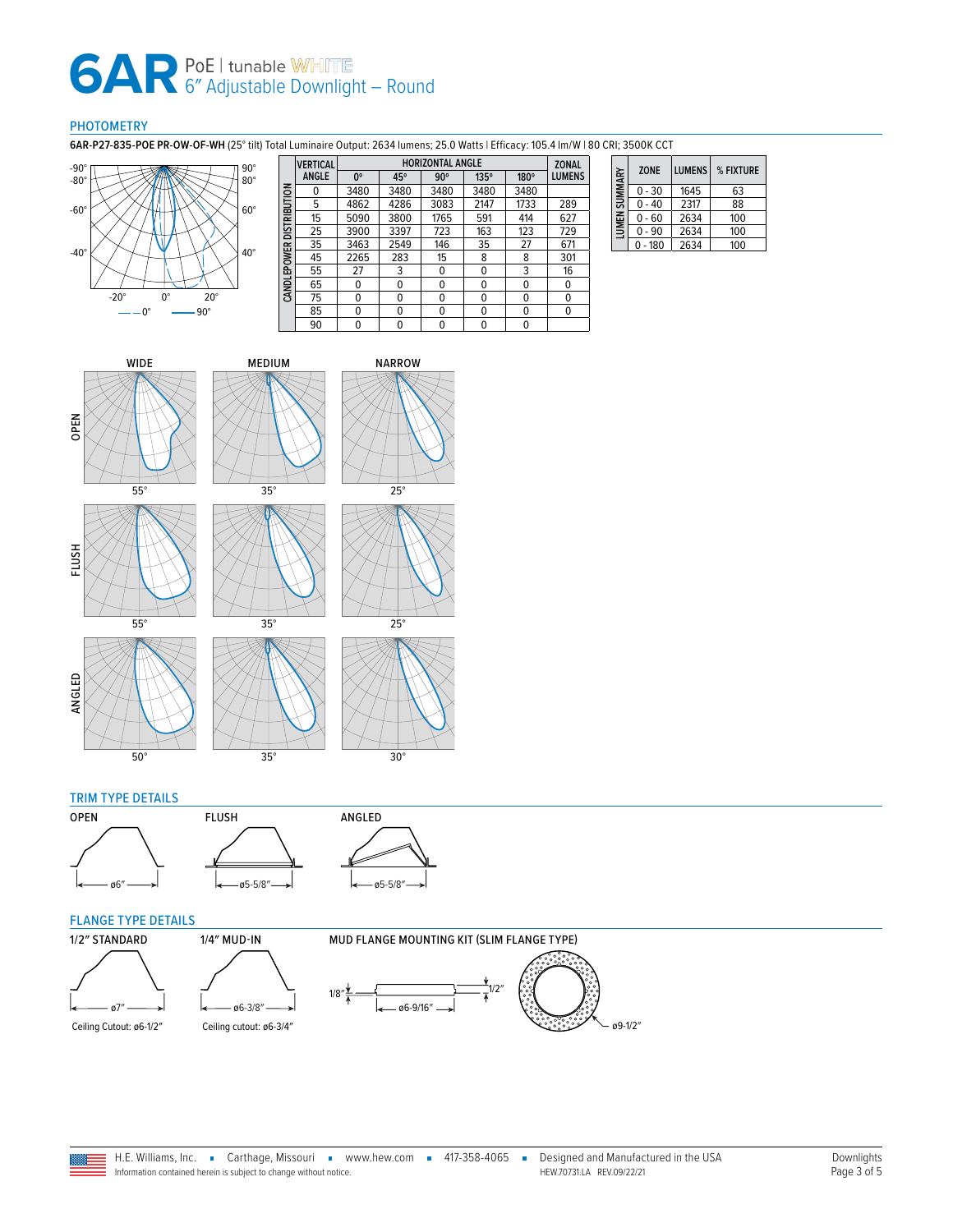# 6AR PoE | tunable WHITE 6" Adjustable Downlight – Round

## PHOTOMETRY

**6AR-P27-835-POE PR-OW-OF-WH** (25° tilt) Total Luminaire Output: 2634 lumens; 25.0 Watts | Efficacy: 105.4 lm/W | 80 CRI; 3500K CCT

-90° -80° -60° -40° -20° 0° 20° 40° 60° 80° 90°

– – 0° —— 90°

**CANDLEPOWER DISTRIBUTION**

| VERTICAL ANGLE | HORIZONTAL ANGLE | | | | | ZONAL LUMENS |
|---|---|---|---|---|---|---|
| | 0° | 45° | 90° | 135° | 180° | |
| 0 | 3480 | 3480 | 3480 | 3480 | 3480 | |
| 5 | 4862 | 4286 | 3083 | 2147 | 1733 | 289 |
| 15 | 5090 | 3800 | 1765 | 591 | 414 | 627 |
| 25 | 3900 | 3397 | 723 | 163 | 123 | 729 |
| 35 | 3463 | 2549 | 146 | 35 | 27 | 671 |
| 45 | 2265 | 283 | 15 | 8 | 8 | 301 |
| 55 | 27 | 3 | 0 | 0 | 3 | 16 |
| 65 | 0 | 0 | 0 | 0 | 0 | 0 |
| 75 | 0 | 0 | 0 | 0 | 0 | 0 |
| 85 | 0 | 0 | 0 | 0 | 0 | 0 |
| 90 | 0 | 0 | 0 | 0 | 0 | |

**LUMEN SUMMARY**

| ZONE | LUMENS | % FIXTURE |
|---|---|---|
| 0 - 30 | 1645 | 63 |
| 0 - 40 | 2317 | 88 |
| 0 - 60 | 2634 | 100 |
| 0 - 90 | 2634 | 100 |
| 0 - 180 | 2634 | 100 |

| | WIDE | MEDIUM | NARROW |
|---|---|---|---|
| OPEN | 55° | 35° | 25° |
| FLUSH | 55° | 35° | 25° |
| ANGLED | 50° | 35° | 30° |

## TRIM TYPE DETAILS

**OPEN** — ø6"

**FLUSH** — ø5-5/8"

**ANGLED** — ø5-5/8"

## FLANGE TYPE DETAILS

**1/2" STANDARD** — ø7"

Ceiling Cutout: ø6-1/2"

**1/4" MUD-IN** — ø6-3/8"

Ceiling cutout: ø6-3/4"

**MUD FLANGE MOUNTING KIT (SLIM FLANGE TYPE)**

1/8" 1/2" ø6-9/16" ø9-1/2"

H.E. Williams, Inc. ▪ Carthage, Missouri ▪ www.hew.com ▪ 417-358-4065 ▪ Designed and Manufactured in the USA

Information contained herein is subject to change without notice. HEW.70731.LA REV.09/22/21

Downlights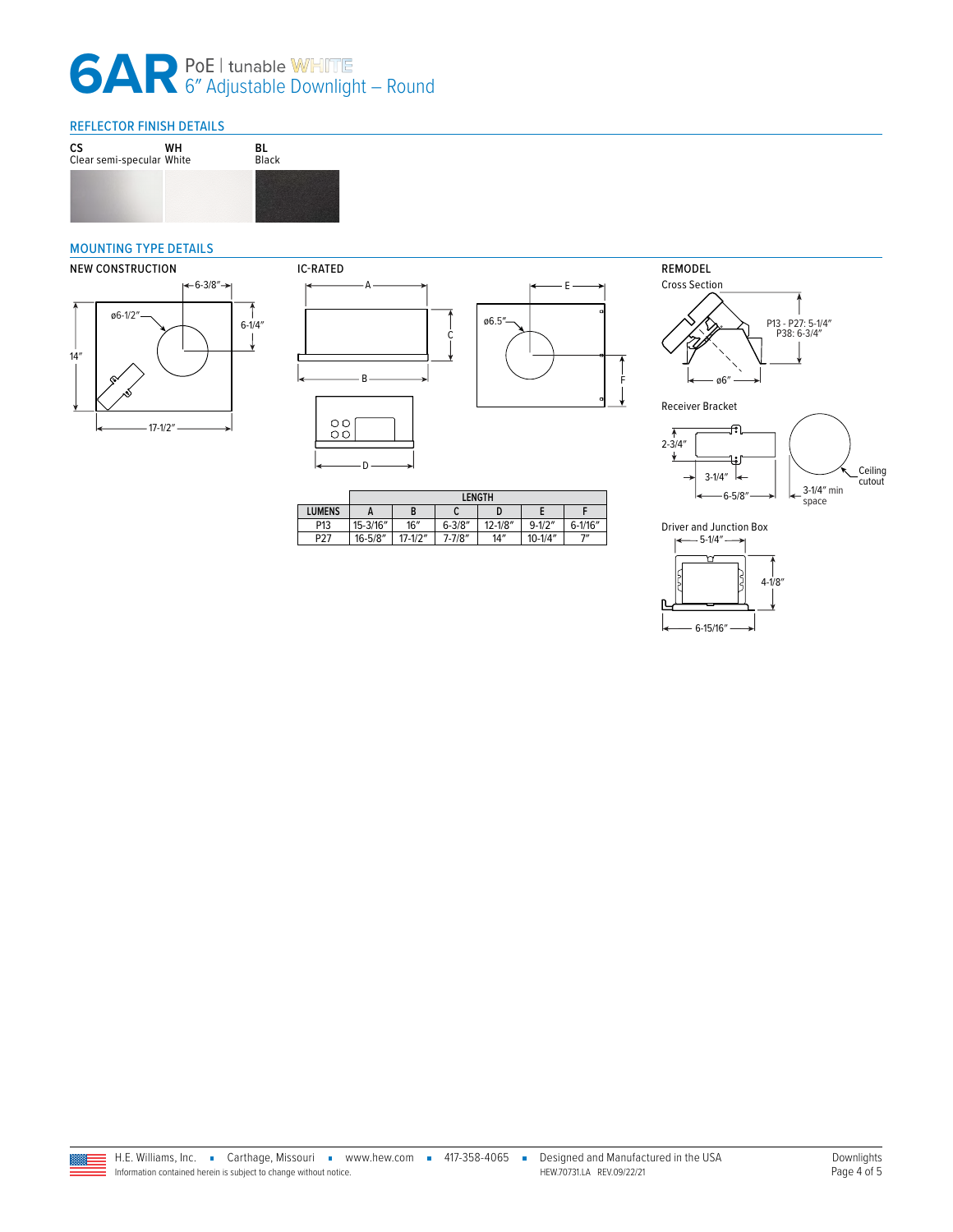# 6AR PoE | tunable WHITE
## 6" Adjustable Downlight – Round

### REFLECTOR FINISH DETAILS

**CS** Clear semi-specular
**WH** White
**BL** Black

### MOUNTING TYPE DETAILS

**NEW CONSTRUCTION**

6-3/8"
ø6-1/2"
6-1/4"
14"
17-1/2"

**IC-RATED**

A
B
C
D
E
ø6.5"
F

| | LENGTH | | | | | |
|---|---|---|---|---|---|---|
| LUMENS | A | B | C | D | E | F |
| P13 | 15-3/16" | 16" | 6-3/8" | 12-1/8" | 9-1/2" | 6-1/16" |
| P27 | 16-5/8" | 17-1/2" | 7-7/8" | 14" | 10-1/4" | 7" |

**REMODEL**

Cross Section

P13 - P27: 5-1/4"
P38: 6-3/4"
ø6"

Receiver Bracket

2-3/4"
3-1/4"
6-5/8"
Ceiling cutout
3-1/4" min space

Driver and Junction Box

5-1/4"
4-1/8"
6-15/16"

H.E. Williams, Inc. ▪ Carthage, Missouri ▪ www.hew.com ▪ 417-358-4065 ▪ Designed and Manufactured in the USA
Information contained herein is subject to change without notice.
HEW.70731.LA REV.09/22/21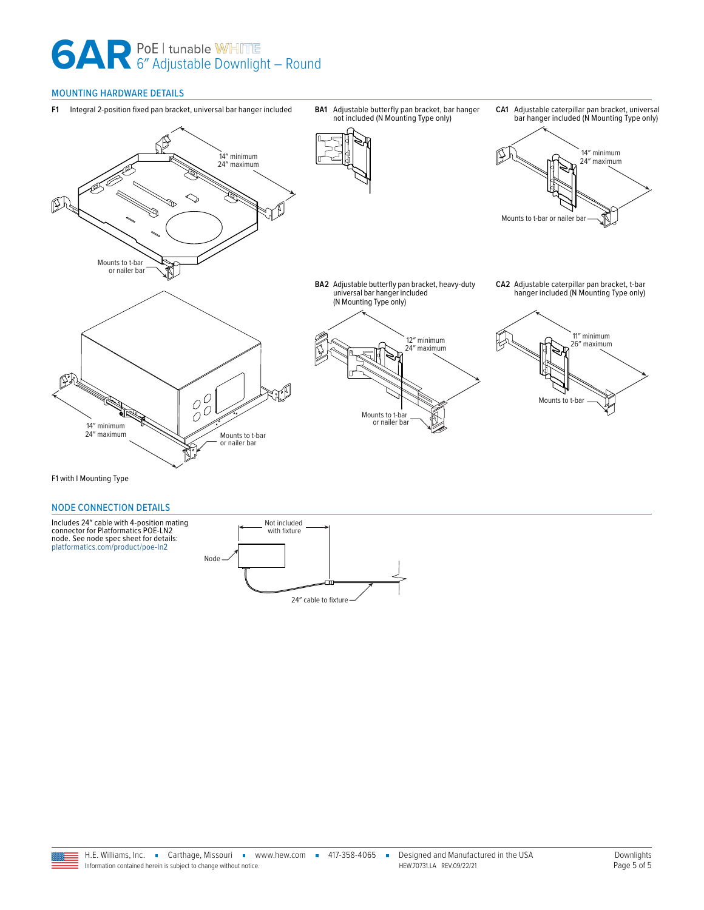# 6AR PoE | tunable WHITE

## 6" Adjustable Downlight – Round

## MOUNTING HARDWARE DETAILS

**F1** Integral 2-position fixed pan bracket, universal bar hanger included

14" minimum
24" maximum

Mounts to t-bar or nailer bar

14" minimum
24" maximum

Mounts to t-bar or nailer bar

F1 with I Mounting Type

**BA1** Adjustable butterfly pan bracket, bar hanger not included (N Mounting Type only)

**CA1** Adjustable caterpillar pan bracket, universal bar hanger included (N Mounting Type only)

14" minimum
24" maximum

Mounts to t-bar or nailer bar

**BA2** Adjustable butterfly pan bracket, heavy-duty universal bar hanger included (N Mounting Type only)

12" minimum
24" maximum

Mounts to t-bar or nailer bar

**CA2** Adjustable caterpillar pan bracket, t-bar hanger included (N Mounting Type only)

11" minimum
26" maximum

Mounts to t-bar

## NODE CONNECTION DETAILS

Includes 24" cable with 4-position mating connector for Platformatics POE-LN2 node. See node spec sheet for details: platformatics.com/product/poe-ln2

Not included with fixture

Node

24" cable to fixture

H.E. Williams, Inc. ▪ Carthage, Missouri ▪ www.hew.com ▪ 417-358-4065 ▪ Designed and Manufactured in the USA

Information contained herein is subject to change without notice. HEW.70731.LA REV.09/22/21